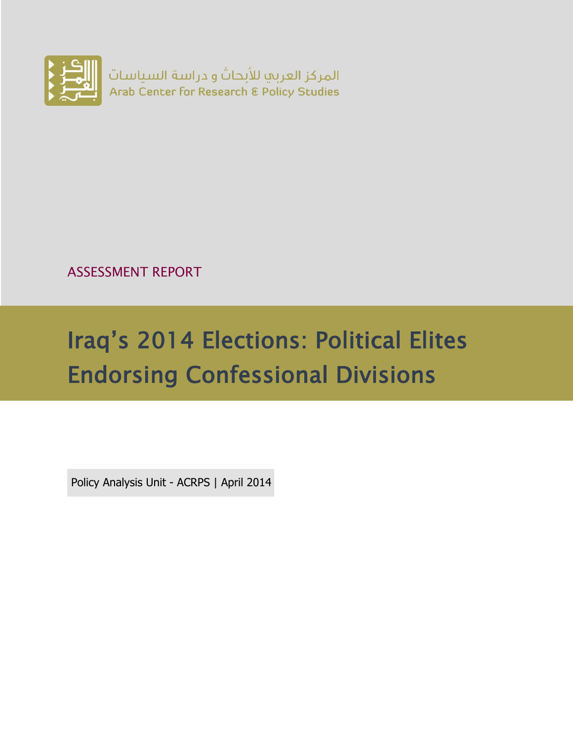المركز العربي للأبحاث و دراسة السياسات
Arab Center for Research & Policy Studies

ASSESSMENT REPORT

# Iraq's 2014 Elections: Political Elites Endorsing Confessional Divisions

Policy Analysis Unit - ACRPS | April 2014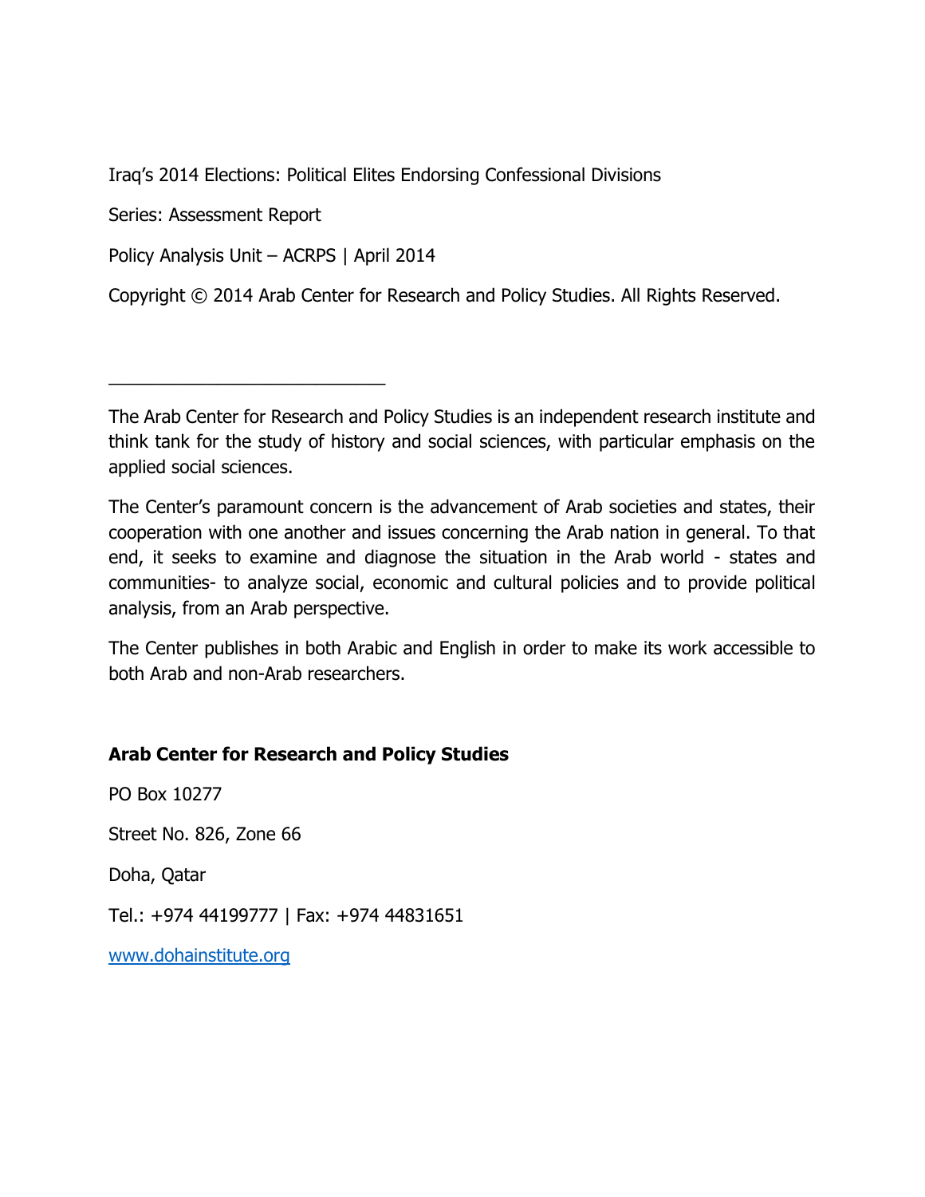Iraq's 2014 Elections: Political Elites Endorsing Confessional Divisions

Series: Assessment Report

Policy Analysis Unit – ACRPS | April 2014

Copyright © 2014 Arab Center for Research and Policy Studies. All Rights Reserved.

---

The Arab Center for Research and Policy Studies is an independent research institute and think tank for the study of history and social sciences, with particular emphasis on the applied social sciences.

The Center's paramount concern is the advancement of Arab societies and states, their cooperation with one another and issues concerning the Arab nation in general. To that end, it seeks to examine and diagnose the situation in the Arab world - states and communities- to analyze social, economic and cultural policies and to provide political analysis, from an Arab perspective.

The Center publishes in both Arabic and English in order to make its work accessible to both Arab and non-Arab researchers.

**Arab Center for Research and Policy Studies**

PO Box 10277

Street No. 826, Zone 66

Doha, Qatar

Tel.: +974 44199777 | Fax: +974 44831651

www.dohainstitute.org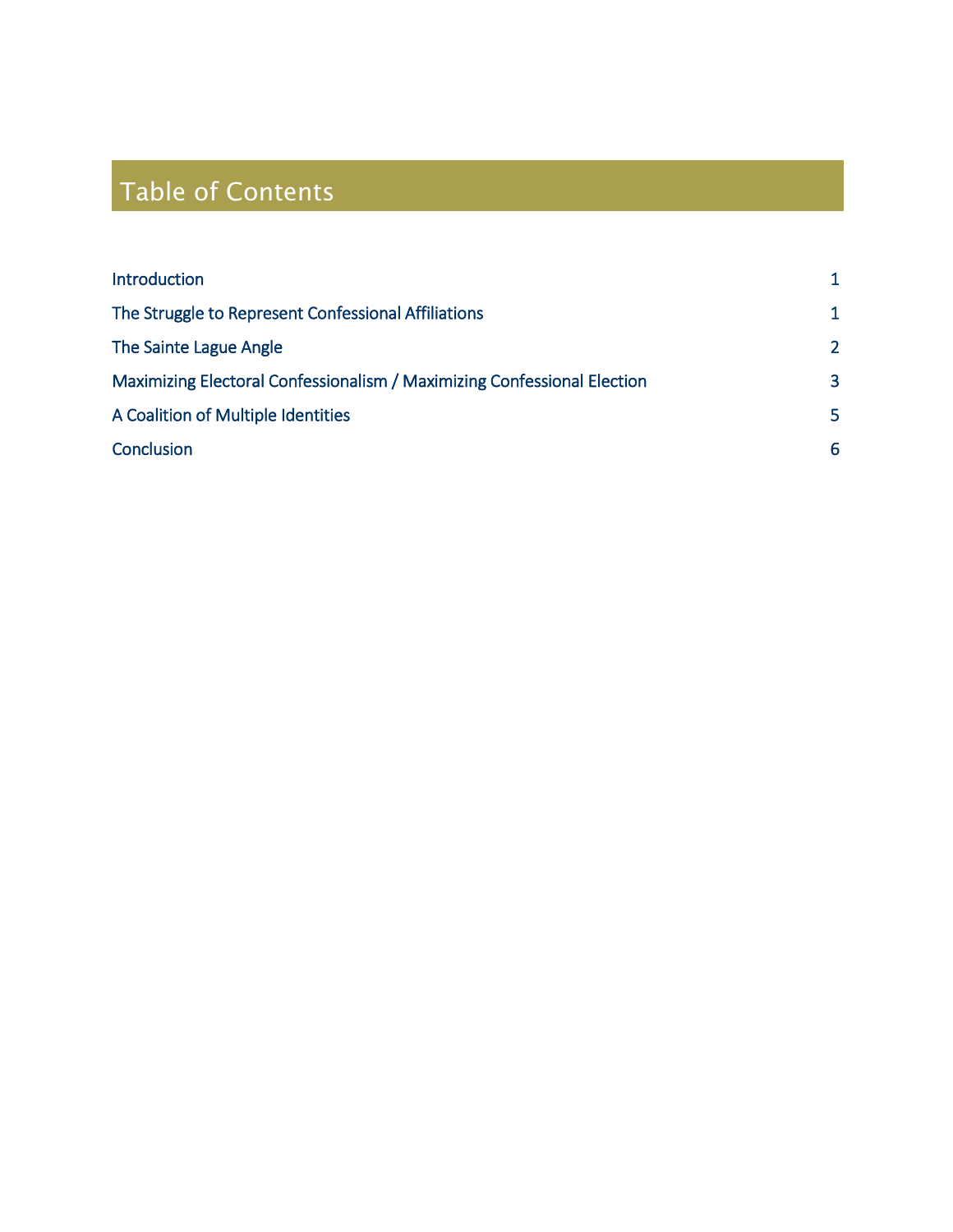# Table of Contents

| | |
|---|---|
| Introduction | 1 |
| The Struggle to Represent Confessional Affiliations | 1 |
| The Sainte Lague Angle | 2 |
| Maximizing Electoral Confessionalism / Maximizing Confessional Election | 3 |
| A Coalition of Multiple Identities | 5 |
| Conclusion | 6 |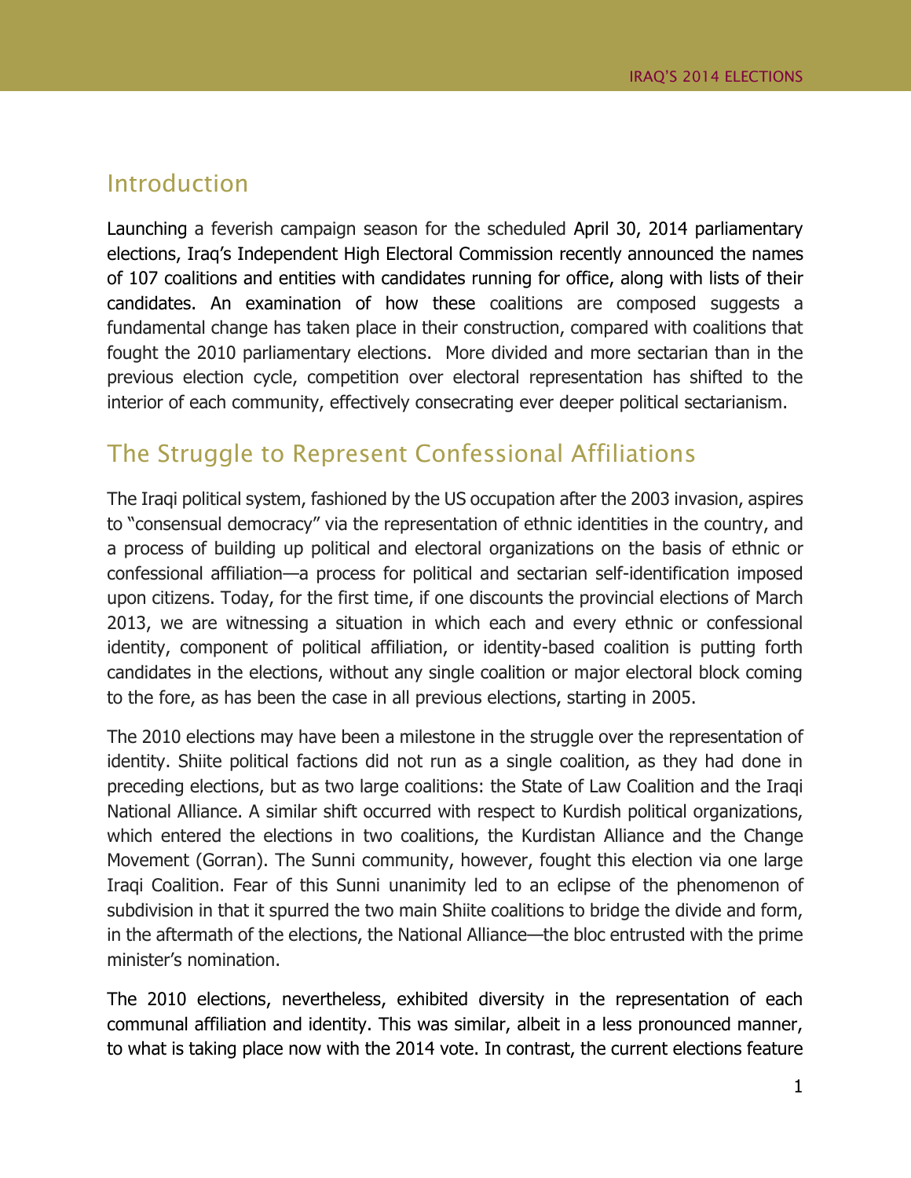## Introduction

Launching a feverish campaign season for the scheduled April 30, 2014 parliamentary elections, Iraq's Independent High Electoral Commission recently announced the names of 107 coalitions and entities with candidates running for office, along with lists of their candidates. An examination of how these coalitions are composed suggests a fundamental change has taken place in their construction, compared with coalitions that fought the 2010 parliamentary elections. More divided and more sectarian than in the previous election cycle, competition over electoral representation has shifted to the interior of each community, effectively consecrating ever deeper political sectarianism.

## The Struggle to Represent Confessional Affiliations

The Iraqi political system, fashioned by the US occupation after the 2003 invasion, aspires to "consensual democracy" via the representation of ethnic identities in the country, and a process of building up political and electoral organizations on the basis of ethnic or confessional affiliation—a process for political and sectarian self-identification imposed upon citizens. Today, for the first time, if one discounts the provincial elections of March 2013, we are witnessing a situation in which each and every ethnic or confessional identity, component of political affiliation, or identity-based coalition is putting forth candidates in the elections, without any single coalition or major electoral block coming to the fore, as has been the case in all previous elections, starting in 2005.

The 2010 elections may have been a milestone in the struggle over the representation of identity. Shiite political factions did not run as a single coalition, as they had done in preceding elections, but as two large coalitions: the State of Law Coalition and the Iraqi National Alliance. A similar shift occurred with respect to Kurdish political organizations, which entered the elections in two coalitions, the Kurdistan Alliance and the Change Movement (Gorran). The Sunni community, however, fought this election via one large Iraqi Coalition. Fear of this Sunni unanimity led to an eclipse of the phenomenon of subdivision in that it spurred the two main Shiite coalitions to bridge the divide and form, in the aftermath of the elections, the National Alliance—the bloc entrusted with the prime minister's nomination.

The 2010 elections, nevertheless, exhibited diversity in the representation of each communal affiliation and identity. This was similar, albeit in a less pronounced manner, to what is taking place now with the 2014 vote. In contrast, the current elections feature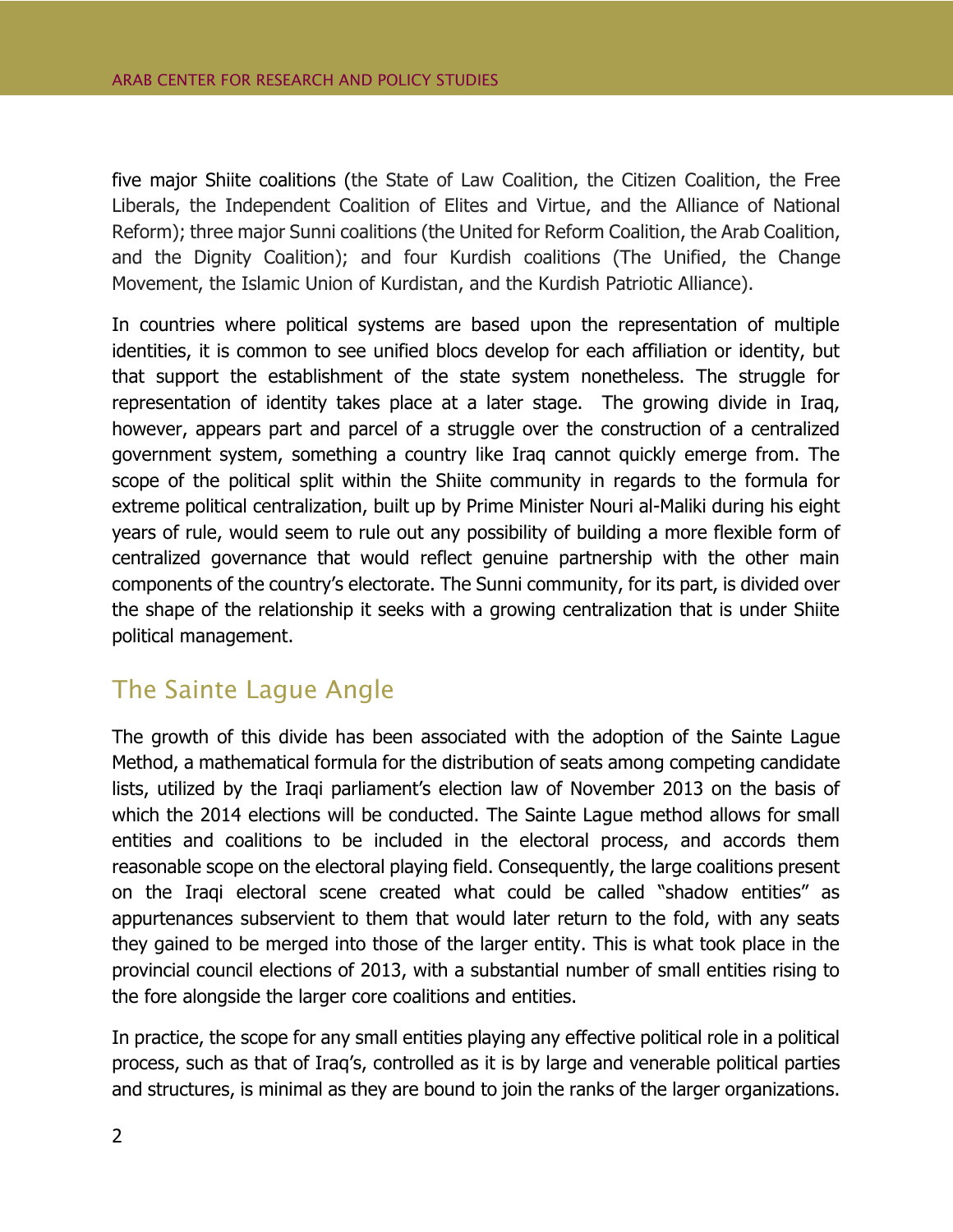five major Shiite coalitions (the State of Law Coalition, the Citizen Coalition, the Free Liberals, the Independent Coalition of Elites and Virtue, and the Alliance of National Reform); three major Sunni coalitions (the United for Reform Coalition, the Arab Coalition, and the Dignity Coalition); and four Kurdish coalitions (The Unified, the Change Movement, the Islamic Union of Kurdistan, and the Kurdish Patriotic Alliance).

In countries where political systems are based upon the representation of multiple identities, it is common to see unified blocs develop for each affiliation or identity, but that support the establishment of the state system nonetheless. The struggle for representation of identity takes place at a later stage. The growing divide in Iraq, however, appears part and parcel of a struggle over the construction of a centralized government system, something a country like Iraq cannot quickly emerge from. The scope of the political split within the Shiite community in regards to the formula for extreme political centralization, built up by Prime Minister Nouri al-Maliki during his eight years of rule, would seem to rule out any possibility of building a more flexible form of centralized governance that would reflect genuine partnership with the other main components of the country's electorate. The Sunni community, for its part, is divided over the shape of the relationship it seeks with a growing centralization that is under Shiite political management.

## The Sainte Lague Angle

The growth of this divide has been associated with the adoption of the Sainte Lague Method, a mathematical formula for the distribution of seats among competing candidate lists, utilized by the Iraqi parliament's election law of November 2013 on the basis of which the 2014 elections will be conducted. The Sainte Lague method allows for small entities and coalitions to be included in the electoral process, and accords them reasonable scope on the electoral playing field. Consequently, the large coalitions present on the Iraqi electoral scene created what could be called "shadow entities" as appurtenances subservient to them that would later return to the fold, with any seats they gained to be merged into those of the larger entity. This is what took place in the provincial council elections of 2013, with a substantial number of small entities rising to the fore alongside the larger core coalitions and entities.

In practice, the scope for any small entities playing any effective political role in a political process, such as that of Iraq's, controlled as it is by large and venerable political parties and structures, is minimal as they are bound to join the ranks of the larger organizations.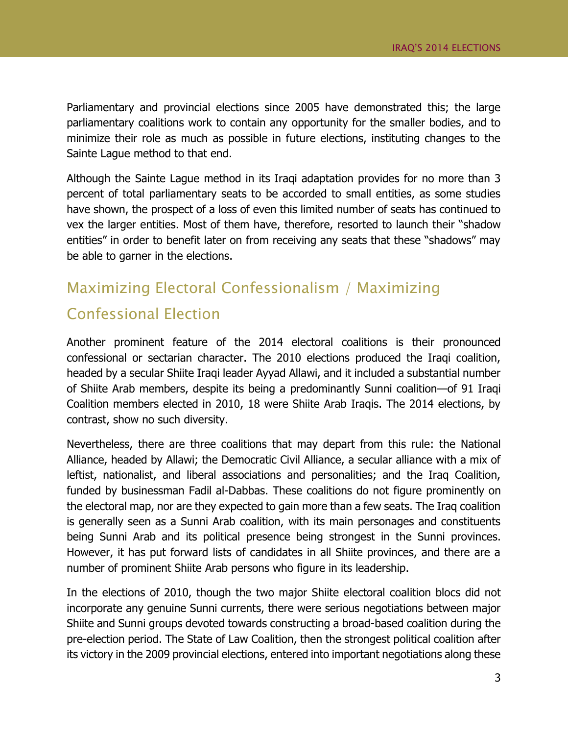Parliamentary and provincial elections since 2005 have demonstrated this; the large parliamentary coalitions work to contain any opportunity for the smaller bodies, and to minimize their role as much as possible in future elections, instituting changes to the Sainte Lague method to that end.

Although the Sainte Lague method in its Iraqi adaptation provides for no more than 3 percent of total parliamentary seats to be accorded to small entities, as some studies have shown, the prospect of a loss of even this limited number of seats has continued to vex the larger entities. Most of them have, therefore, resorted to launch their "shadow entities" in order to benefit later on from receiving any seats that these "shadows" may be able to garner in the elections.

## Maximizing Electoral Confessionalism / Maximizing Confessional Election

Another prominent feature of the 2014 electoral coalitions is their pronounced confessional or sectarian character. The 2010 elections produced the Iraqi coalition, headed by a secular Shiite Iraqi leader Ayyad Allawi, and it included a substantial number of Shiite Arab members, despite its being a predominantly Sunni coalition—of 91 Iraqi Coalition members elected in 2010, 18 were Shiite Arab Iraqis. The 2014 elections, by contrast, show no such diversity.

Nevertheless, there are three coalitions that may depart from this rule: the National Alliance, headed by Allawi; the Democratic Civil Alliance, a secular alliance with a mix of leftist, nationalist, and liberal associations and personalities; and the Iraq Coalition, funded by businessman Fadil al-Dabbas. These coalitions do not figure prominently on the electoral map, nor are they expected to gain more than a few seats. The Iraq coalition is generally seen as a Sunni Arab coalition, with its main personages and constituents being Sunni Arab and its political presence being strongest in the Sunni provinces. However, it has put forward lists of candidates in all Shiite provinces, and there are a number of prominent Shiite Arab persons who figure in its leadership.

In the elections of 2010, though the two major Shiite electoral coalition blocs did not incorporate any genuine Sunni currents, there were serious negotiations between major Shiite and Sunni groups devoted towards constructing a broad-based coalition during the pre-election period. The State of Law Coalition, then the strongest political coalition after its victory in the 2009 provincial elections, entered into important negotiations along these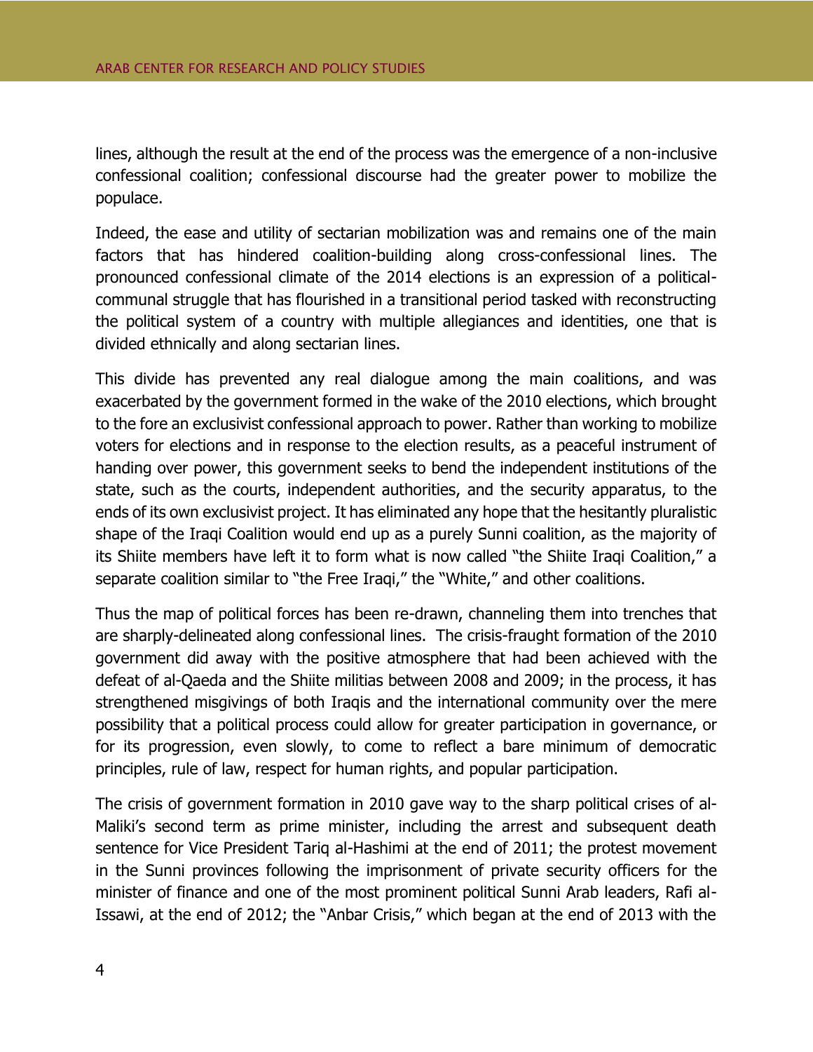lines, although the result at the end of the process was the emergence of a non-inclusive confessional coalition; confessional discourse had the greater power to mobilize the populace.

Indeed, the ease and utility of sectarian mobilization was and remains one of the main factors that has hindered coalition-building along cross-confessional lines. The pronounced confessional climate of the 2014 elections is an expression of a political-communal struggle that has flourished in a transitional period tasked with reconstructing the political system of a country with multiple allegiances and identities, one that is divided ethnically and along sectarian lines.

This divide has prevented any real dialogue among the main coalitions, and was exacerbated by the government formed in the wake of the 2010 elections, which brought to the fore an exclusivist confessional approach to power. Rather than working to mobilize voters for elections and in response to the election results, as a peaceful instrument of handing over power, this government seeks to bend the independent institutions of the state, such as the courts, independent authorities, and the security apparatus, to the ends of its own exclusivist project. It has eliminated any hope that the hesitantly pluralistic shape of the Iraqi Coalition would end up as a purely Sunni coalition, as the majority of its Shiite members have left it to form what is now called "the Shiite Iraqi Coalition," a separate coalition similar to "the Free Iraqi," the "White," and other coalitions.

Thus the map of political forces has been re-drawn, channeling them into trenches that are sharply-delineated along confessional lines. The crisis-fraught formation of the 2010 government did away with the positive atmosphere that had been achieved with the defeat of al-Qaeda and the Shiite militias between 2008 and 2009; in the process, it has strengthened misgivings of both Iraqis and the international community over the mere possibility that a political process could allow for greater participation in governance, or for its progression, even slowly, to come to reflect a bare minimum of democratic principles, rule of law, respect for human rights, and popular participation.

The crisis of government formation in 2010 gave way to the sharp political crises of al-Maliki's second term as prime minister, including the arrest and subsequent death sentence for Vice President Tariq al-Hashimi at the end of 2011; the protest movement in the Sunni provinces following the imprisonment of private security officers for the minister of finance and one of the most prominent political Sunni Arab leaders, Rafi al-Issawi, at the end of 2012; the "Anbar Crisis," which began at the end of 2013 with the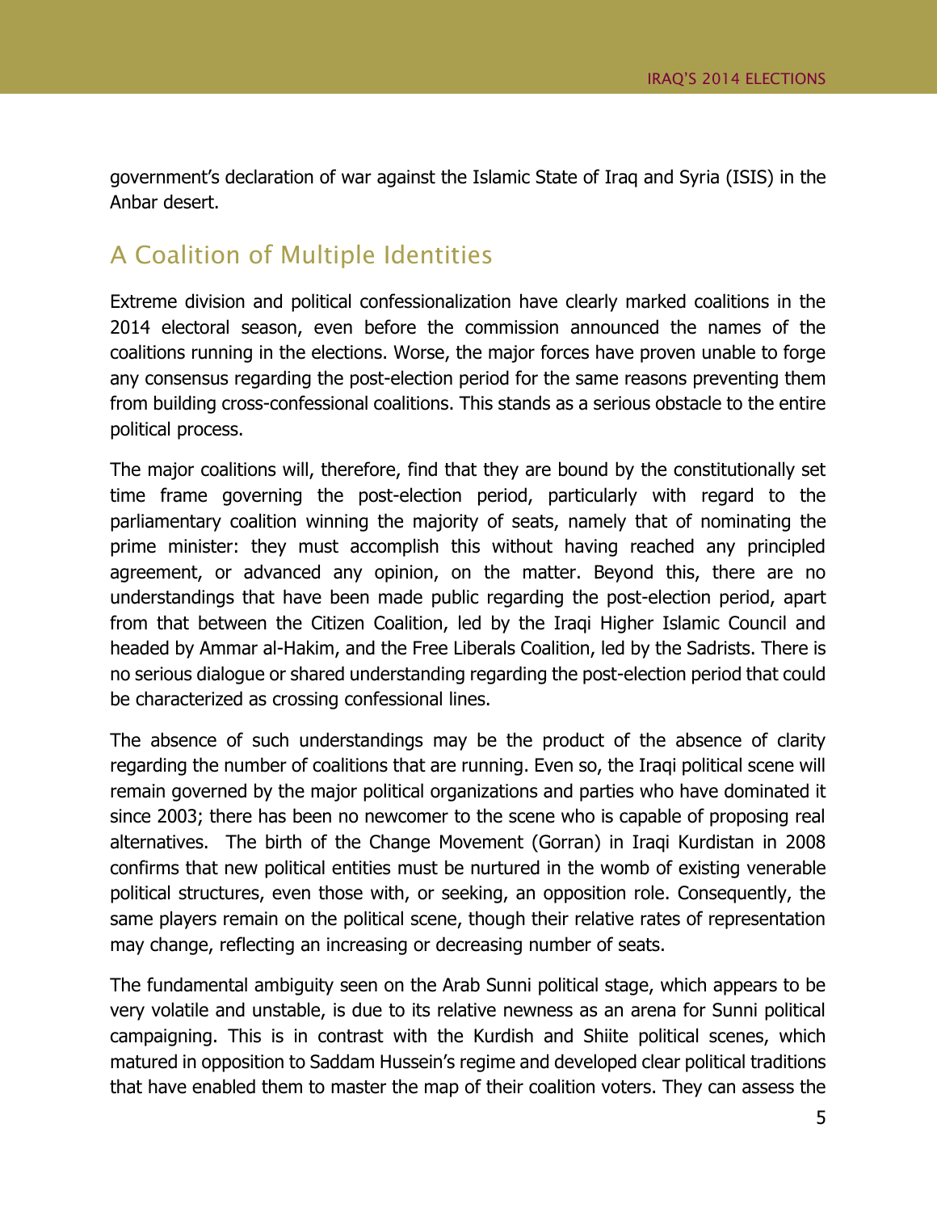government's declaration of war against the Islamic State of Iraq and Syria (ISIS) in the Anbar desert.

## A Coalition of Multiple Identities

Extreme division and political confessionalization have clearly marked coalitions in the 2014 electoral season, even before the commission announced the names of the coalitions running in the elections. Worse, the major forces have proven unable to forge any consensus regarding the post-election period for the same reasons preventing them from building cross-confessional coalitions. This stands as a serious obstacle to the entire political process.

The major coalitions will, therefore, find that they are bound by the constitutionally set time frame governing the post-election period, particularly with regard to the parliamentary coalition winning the majority of seats, namely that of nominating the prime minister: they must accomplish this without having reached any principled agreement, or advanced any opinion, on the matter. Beyond this, there are no understandings that have been made public regarding the post-election period, apart from that between the Citizen Coalition, led by the Iraqi Higher Islamic Council and headed by Ammar al-Hakim, and the Free Liberals Coalition, led by the Sadrists. There is no serious dialogue or shared understanding regarding the post-election period that could be characterized as crossing confessional lines.

The absence of such understandings may be the product of the absence of clarity regarding the number of coalitions that are running. Even so, the Iraqi political scene will remain governed by the major political organizations and parties who have dominated it since 2003; there has been no newcomer to the scene who is capable of proposing real alternatives. The birth of the Change Movement (Gorran) in Iraqi Kurdistan in 2008 confirms that new political entities must be nurtured in the womb of existing venerable political structures, even those with, or seeking, an opposition role. Consequently, the same players remain on the political scene, though their relative rates of representation may change, reflecting an increasing or decreasing number of seats.

The fundamental ambiguity seen on the Arab Sunni political stage, which appears to be very volatile and unstable, is due to its relative newness as an arena for Sunni political campaigning. This is in contrast with the Kurdish and Shiite political scenes, which matured in opposition to Saddam Hussein's regime and developed clear political traditions that have enabled them to master the map of their coalition voters. They can assess the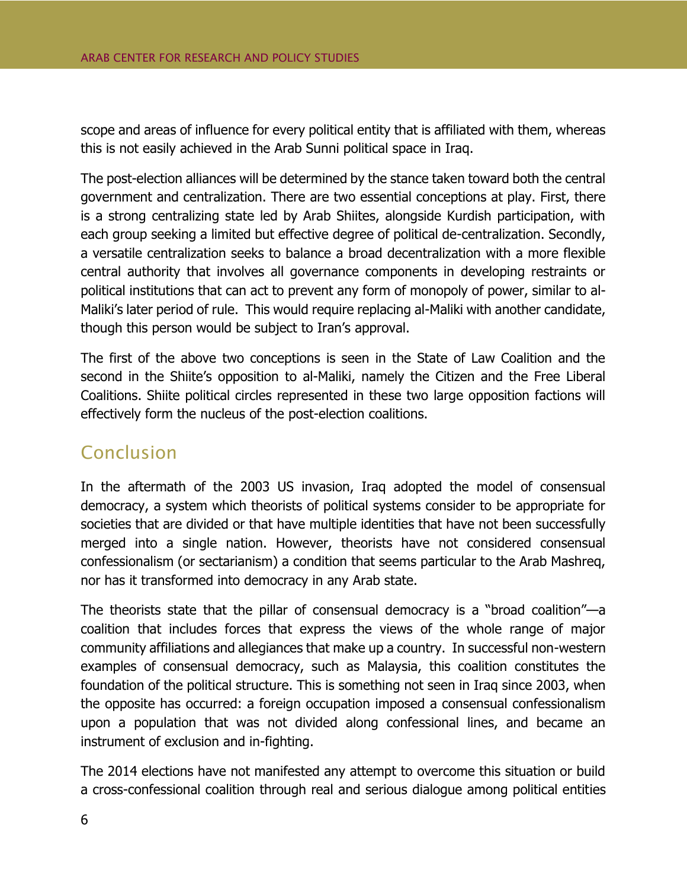scope and areas of influence for every political entity that is affiliated with them, whereas this is not easily achieved in the Arab Sunni political space in Iraq.

The post-election alliances will be determined by the stance taken toward both the central government and centralization. There are two essential conceptions at play. First, there is a strong centralizing state led by Arab Shiites, alongside Kurdish participation, with each group seeking a limited but effective degree of political de-centralization. Secondly, a versatile centralization seeks to balance a broad decentralization with a more flexible central authority that involves all governance components in developing restraints or political institutions that can act to prevent any form of monopoly of power, similar to al-Maliki's later period of rule. This would require replacing al-Maliki with another candidate, though this person would be subject to Iran's approval.

The first of the above two conceptions is seen in the State of Law Coalition and the second in the Shiite's opposition to al-Maliki, namely the Citizen and the Free Liberal Coalitions. Shiite political circles represented in these two large opposition factions will effectively form the nucleus of the post-election coalitions.

## Conclusion

In the aftermath of the 2003 US invasion, Iraq adopted the model of consensual democracy, a system which theorists of political systems consider to be appropriate for societies that are divided or that have multiple identities that have not been successfully merged into a single nation. However, theorists have not considered consensual confessionalism (or sectarianism) a condition that seems particular to the Arab Mashreq, nor has it transformed into democracy in any Arab state.

The theorists state that the pillar of consensual democracy is a "broad coalition"—a coalition that includes forces that express the views of the whole range of major community affiliations and allegiances that make up a country. In successful non-western examples of consensual democracy, such as Malaysia, this coalition constitutes the foundation of the political structure. This is something not seen in Iraq since 2003, when the opposite has occurred: a foreign occupation imposed a consensual confessionalism upon a population that was not divided along confessional lines, and became an instrument of exclusion and in-fighting.

The 2014 elections have not manifested any attempt to overcome this situation or build a cross-confessional coalition through real and serious dialogue among political entities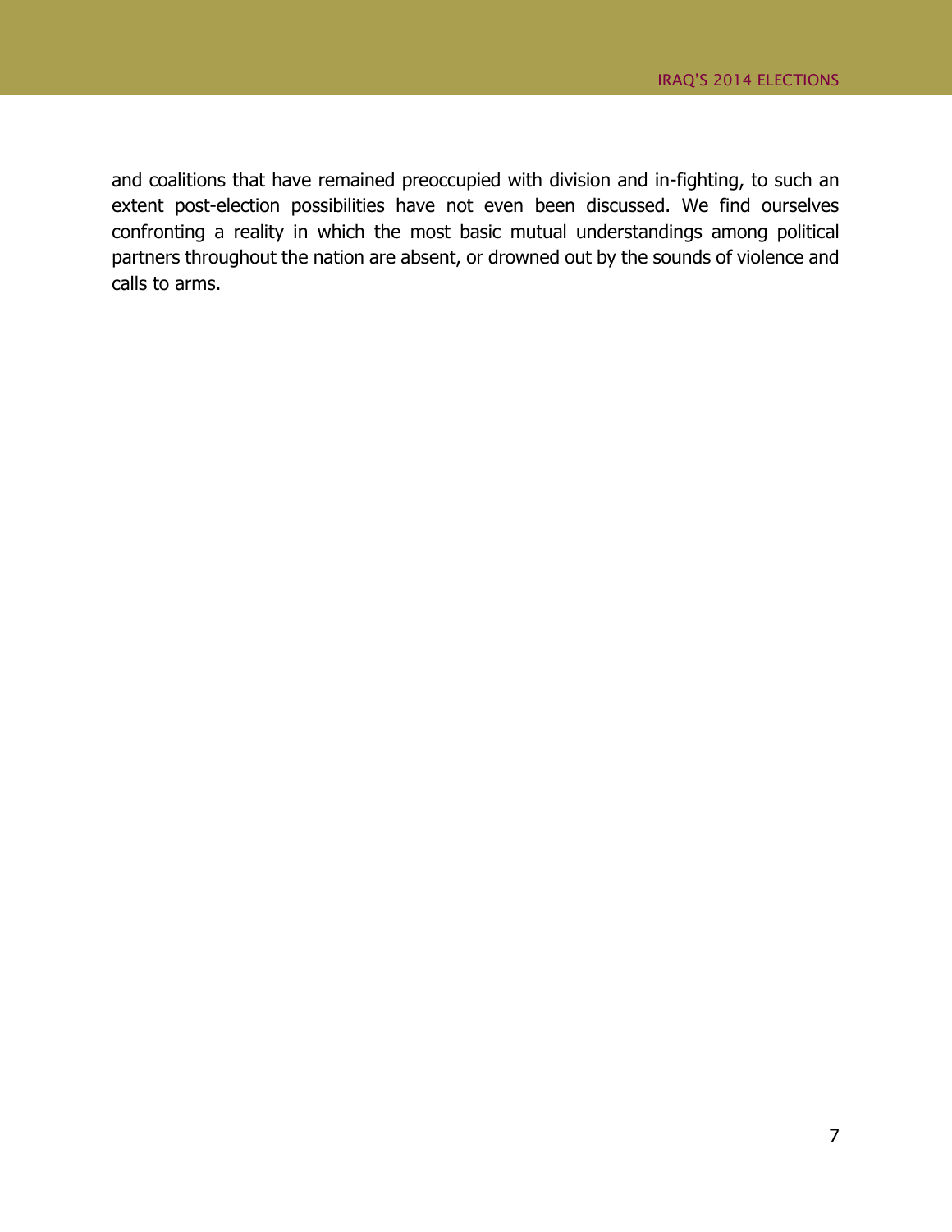and coalitions that have remained preoccupied with division and in-fighting, to such an extent post-election possibilities have not even been discussed. We find ourselves confronting a reality in which the most basic mutual understandings among political partners throughout the nation are absent, or drowned out by the sounds of violence and calls to arms.